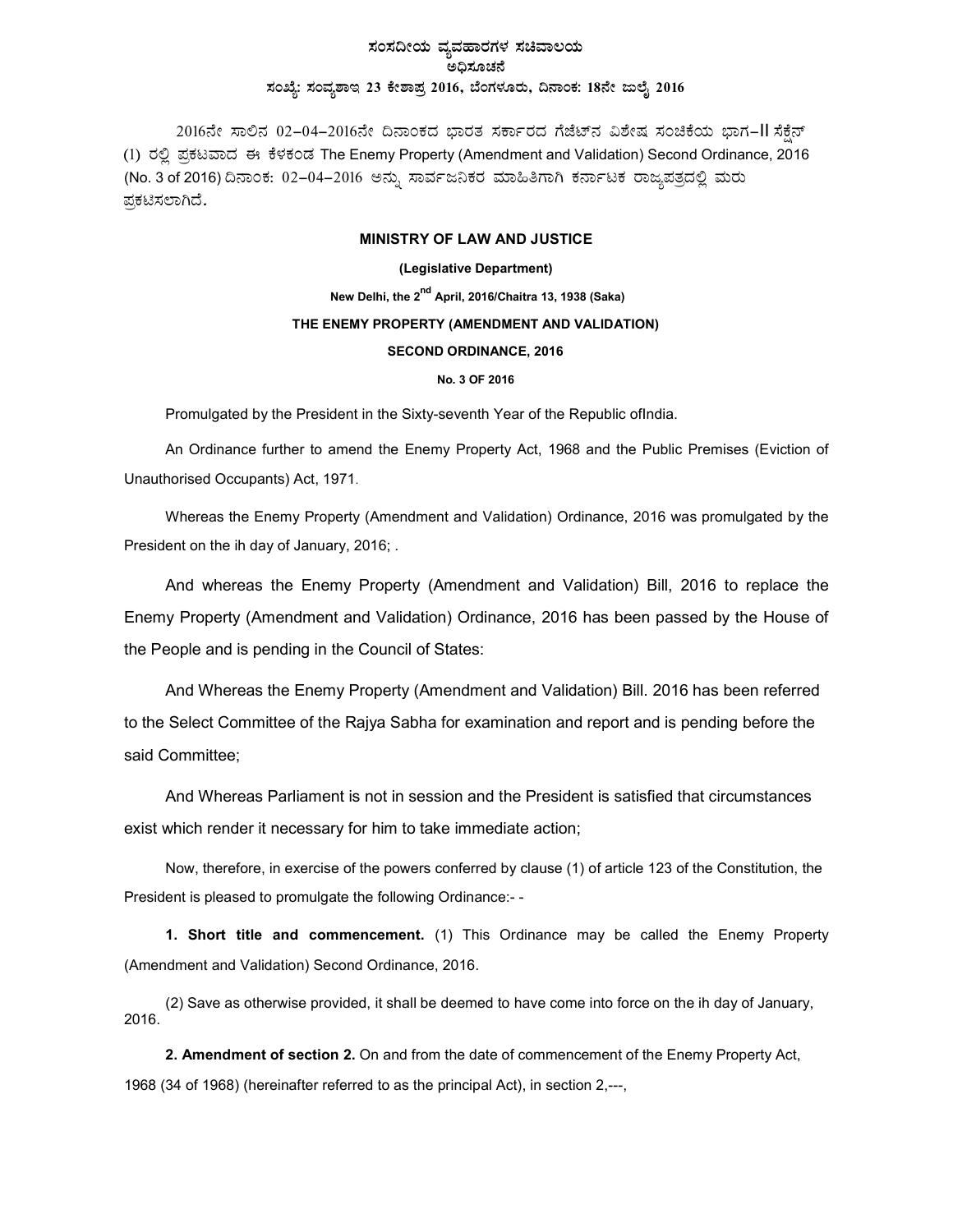**ಸಂಸದೀಯ ವ್ಯವಹಾರಗಳ ಸಚಿವಾಲಯ**

**ಅಧಿಸೂಚನೆ**

**ಸಂಖ್ಯೆ: ಸಂವ್ಯಶಾಇ 23 ಕೇಶಾಪ್ರ 2016, ಬೆಂಗಳೂರು, ದಿನಾಂಕ: 18ನೇ ಜುಲೈ 2016**

2016ನೇ ಸಾಲಿನ 02–04–2016ನೇ ದಿನಾಂಕದ ಭಾರತ ಸರ್ಕಾರದ ಗೆಜೆಟ್‌ನ ವಿಶೇಷ ಸಂಚಿಕೆಯ ಭಾಗ–II ಸೆಕ್ಷೆನ್ (1) ರಲ್ಲಿ ಪ್ರಕಟವಾದ ಈ ಕೆಳಕಂಡ The Enemy Property (Amendment and Validation) Second Ordinance, 2016 (No. 3 of 2016) ದಿನಾಂಕ: 02–04–2016 ಅನ್ನು ಸಾರ್ವಜನಿಕರ ಮಾಹಿತಿಗಾಗಿ ಕರ್ನಾಟಕ ರಾಜ್ಯಪತ್ರದಲ್ಲಿ ಮರು ಪ್ರಕಟಿಸಲಾಗಿದೆ.

**MINISTRY OF LAW AND JUSTICE**

**(Legislative Department)**

**New Delhi, the 2nd April, 2016/Chaitra 13, 1938 (Saka)**

**THE ENEMY PROPERTY (AMENDMENT AND VALIDATION) SECOND ORDINANCE, 2016**

**No. 3 OF 2016**

Promulgated by the President in the Sixty-seventh Year of the Republic ofIndia.

An Ordinance further to amend the Enemy Property Act, 1968 and the Public Premises (Eviction of Unauthorised Occupants) Act, 1971.

Whereas the Enemy Property (Amendment and Validation) Ordinance, 2016 was promulgated by the President on the ih day of January, 2016; .

And whereas the Enemy Property (Amendment and Validation) Bill, 2016 to replace the Enemy Property (Amendment and Validation) Ordinance, 2016 has been passed by the House of the People and is pending in the Council of States:

And Whereas the Enemy Property (Amendment and Validation) Bill. 2016 has been referred to the Select Committee of the Rajya Sabha for examination and report and is pending before the said Committee;

And Whereas Parliament is not in session and the President is satisfied that circumstances exist which render it necessary for him to take immediate action;

Now, therefore, in exercise of the powers conferred by clause (1) of article 123 of the Constitution, the President is pleased to promulgate the following Ordinance:- -

**1. Short title and commencement.** (1) This Ordinance may be called the Enemy Property (Amendment and Validation) Second Ordinance, 2016.

(2) Save as otherwise provided, it shall be deemed to have come into force on the ih day of January, 2016.

**2. Amendment of section 2.** On and from the date of commencement of the Enemy Property Act, 1968 (34 of 1968) (hereinafter referred to as the principal Act), in section 2,---,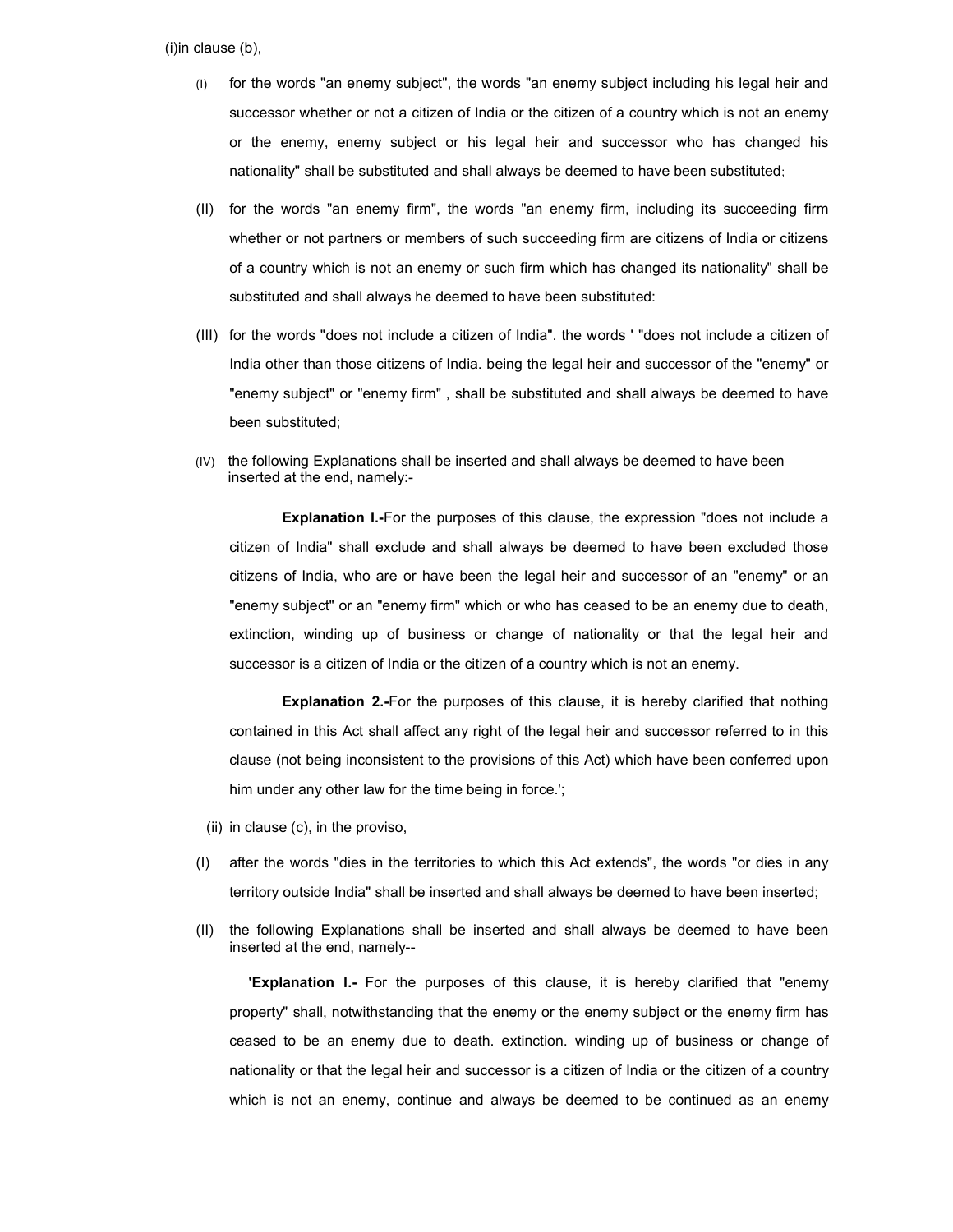(i)in clause (b),

(I) for the words "an enemy subject", the words "an enemy subject including his legal heir and successor whether or not a citizen of India or the citizen of a country which is not an enemy or the enemy, enemy subject or his legal heir and successor who has changed his nationality" shall be substituted and shall always be deemed to have been substituted;

(II) for the words "an enemy firm", the words "an enemy firm, including its succeeding firm whether or not partners or members of such succeeding firm are citizens of India or citizens of a country which is not an enemy or such firm which has changed its nationality" shall be substituted and shall always he deemed to have been substituted:

(III) for the words "does not include a citizen of India". the words ' "does not include a citizen of India other than those citizens of India. being the legal heir and successor of the "enemy" or "enemy subject" or "enemy firm" , shall be substituted and shall always be deemed to have been substituted;

(IV) the following Explanations shall be inserted and shall always be deemed to have been inserted at the end, namely:-

**Explanation I.-**For the purposes of this clause, the expression "does not include a citizen of India" shall exclude and shall always be deemed to have been excluded those citizens of India, who are or have been the legal heir and successor of an "enemy" or an "enemy subject" or an "enemy firm" which or who has ceased to be an enemy due to death, extinction, winding up of business or change of nationality or that the legal heir and successor is a citizen of India or the citizen of a country which is not an enemy.

**Explanation 2.-**For the purposes of this clause, it is hereby clarified that nothing contained in this Act shall affect any right of the legal heir and successor referred to in this clause (not being inconsistent to the provisions of this Act) which have been conferred upon him under any other law for the time being in force.';

(ii) in clause (c), in the proviso,

(I) after the words "dies in the territories to which this Act extends", the words "or dies in any territory outside India" shall be inserted and shall always be deemed to have been inserted;

(II) the following Explanations shall be inserted and shall always be deemed to have been inserted at the end, namely--

**'Explanation I.-** For the purposes of this clause, it is hereby clarified that "enemy property" shall, notwithstanding that the enemy or the enemy subject or the enemy firm has ceased to be an enemy due to death. extinction. winding up of business or change of nationality or that the legal heir and successor is a citizen of India or the citizen of a country which is not an enemy, continue and always be deemed to be continued as an enemy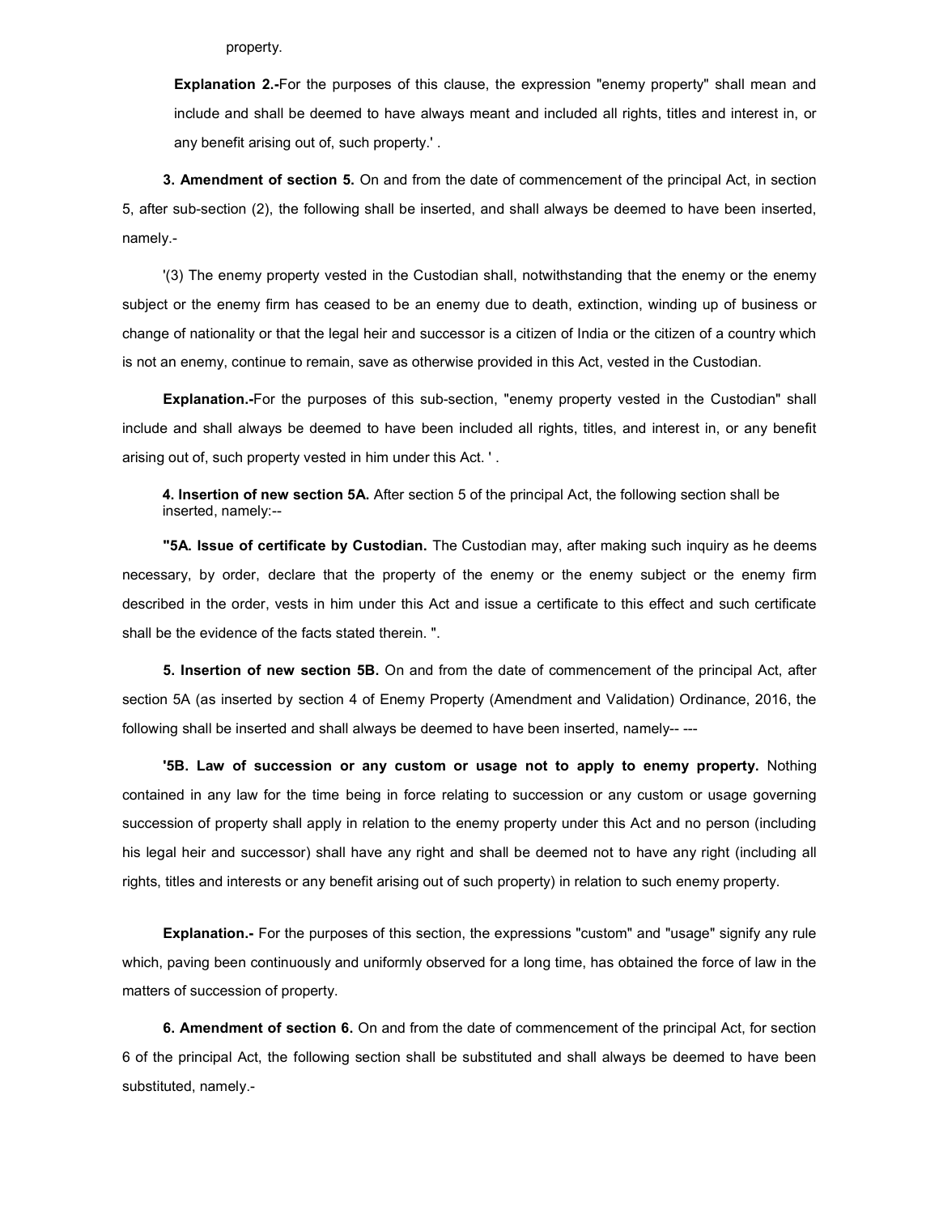property.

**Explanation 2.-**For the purposes of this clause, the expression "enemy property" shall mean and include and shall be deemed to have always meant and included all rights, titles and interest in, or any benefit arising out of, such property.' .

**3. Amendment of section 5.** On and from the date of commencement of the principal Act, in section 5, after sub-section (2), the following shall be inserted, and shall always be deemed to have been inserted, namely.-

'(3) The enemy property vested in the Custodian shall, notwithstanding that the enemy or the enemy subject or the enemy firm has ceased to be an enemy due to death, extinction, winding up of business or change of nationality or that the legal heir and successor is a citizen of India or the citizen of a country which is not an enemy, continue to remain, save as otherwise provided in this Act, vested in the Custodian.

**Explanation.-**For the purposes of this sub-section, "enemy property vested in the Custodian" shall include and shall always be deemed to have been included all rights, titles, and interest in, or any benefit arising out of, such property vested in him under this Act. ' .

**4. Insertion of new section 5A.** After section 5 of the principal Act, the following section shall be inserted, namely:--

**"5A. Issue of certificate by Custodian.** The Custodian may, after making such inquiry as he deems necessary, by order, declare that the property of the enemy or the enemy subject or the enemy firm described in the order, vests in him under this Act and issue a certificate to this effect and such certificate shall be the evidence of the facts stated therein. ".

**5. Insertion of new section 5B.** On and from the date of commencement of the principal Act, after section 5A (as inserted by section 4 of Enemy Property (Amendment and Validation) Ordinance, 2016, the following shall be inserted and shall always be deemed to have been inserted, namely-- ---

**'5B. Law of succession or any custom or usage not to apply to enemy property.** Nothing contained in any law for the time being in force relating to succession or any custom or usage governing succession of property shall apply in relation to the enemy property under this Act and no person (including his legal heir and successor) shall have any right and shall be deemed not to have any right (including all rights, titles and interests or any benefit arising out of such property) in relation to such enemy property.

**Explanation.-** For the purposes of this section, the expressions "custom" and "usage" signify any rule which, paving been continuously and uniformly observed for a long time, has obtained the force of law in the matters of succession of property.

**6. Amendment of section 6.** On and from the date of commencement of the principal Act, for section 6 of the principal Act, the following section shall be substituted and shall always be deemed to have been substituted, namely.-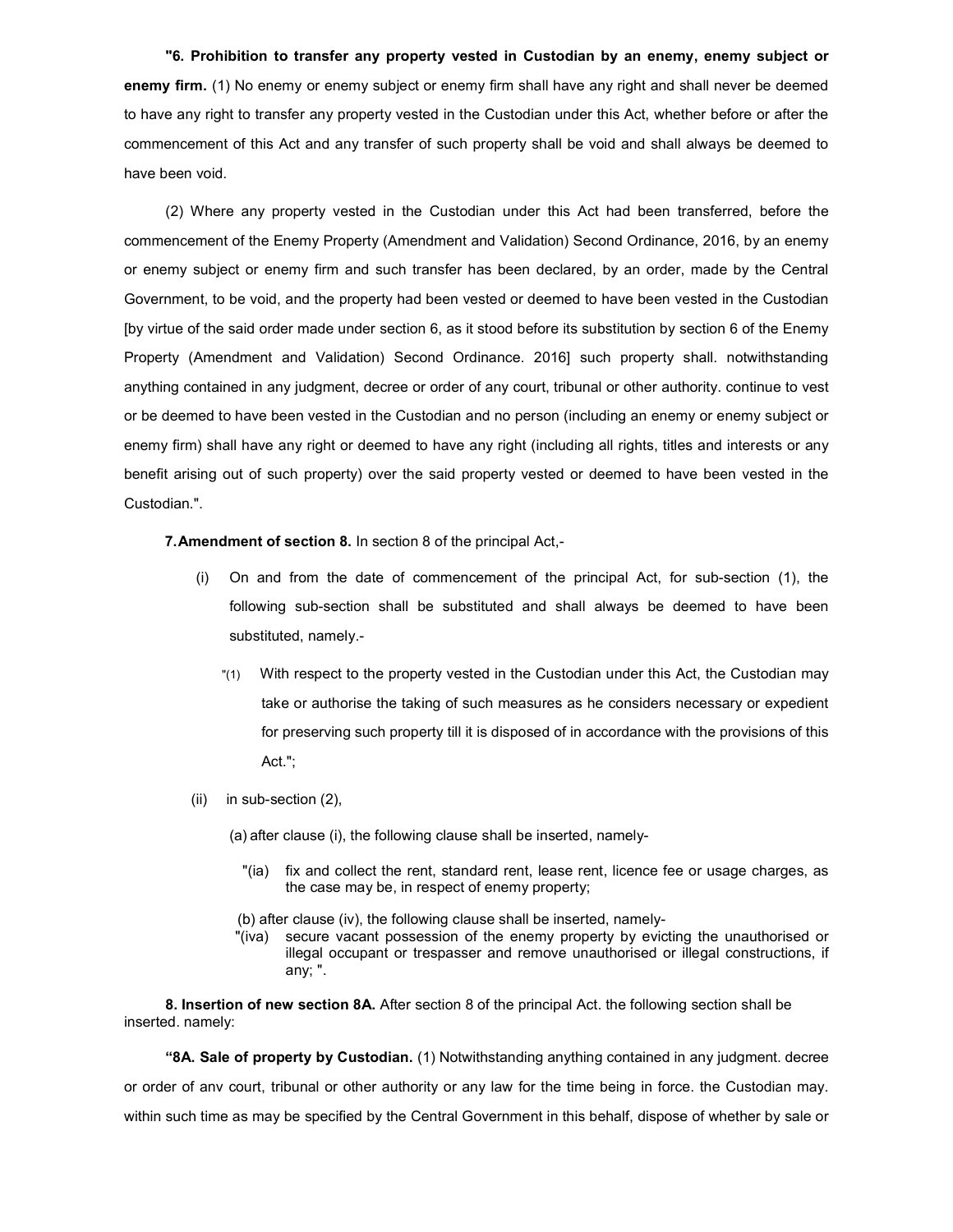**"6. Prohibition to transfer any property vested in Custodian by an enemy, enemy subject or enemy firm.** (1) No enemy or enemy subject or enemy firm shall have any right and shall never be deemed to have any right to transfer any property vested in the Custodian under this Act, whether before or after the commencement of this Act and any transfer of such property shall be void and shall always be deemed to have been void.

(2) Where any property vested in the Custodian under this Act had been transferred, before the commencement of the Enemy Property (Amendment and Validation) Second Ordinance, 2016, by an enemy or enemy subject or enemy firm and such transfer has been declared, by an order, made by the Central Government, to be void, and the property had been vested or deemed to have been vested in the Custodian [by virtue of the said order made under section 6, as it stood before its substitution by section 6 of the Enemy Property (Amendment and Validation) Second Ordinance. 2016] such property shall. notwithstanding anything contained in any judgment, decree or order of any court, tribunal or other authority. continue to vest or be deemed to have been vested in the Custodian and no person (including an enemy or enemy subject or enemy firm) shall have any right or deemed to have any right (including all rights, titles and interests or any benefit arising out of such property) over the said property vested or deemed to have been vested in the Custodian.".

**7. Amendment of section 8.** In section 8 of the principal Act,-

(i) On and from the date of commencement of the principal Act, for sub-section (1), the following sub-section shall be substituted and shall always be deemed to have been substituted, namely.-

"(1) With respect to the property vested in the Custodian under this Act, the Custodian may take or authorise the taking of such measures as he considers necessary or expedient for preserving such property till it is disposed of in accordance with the provisions of this Act.";

(ii) in sub-section (2),

(a) after clause (i), the following clause shall be inserted, namely-

"(ia) fix and collect the rent, standard rent, lease rent, licence fee or usage charges, as the case may be, in respect of enemy property;

(b) after clause (iv), the following clause shall be inserted, namely-

"(iva) secure vacant possession of the enemy property by evicting the unauthorised or illegal occupant or trespasser and remove unauthorised or illegal constructions, if any; ".

**8. Insertion of new section 8A.** After section 8 of the principal Act. the following section shall be inserted. namely:

**"8A. Sale of property by Custodian.** (1) Notwithstanding anything contained in any judgment. decree or order of anv court, tribunal or other authority or any law for the time being in force. the Custodian may. within such time as may be specified by the Central Government in this behalf, dispose of whether by sale or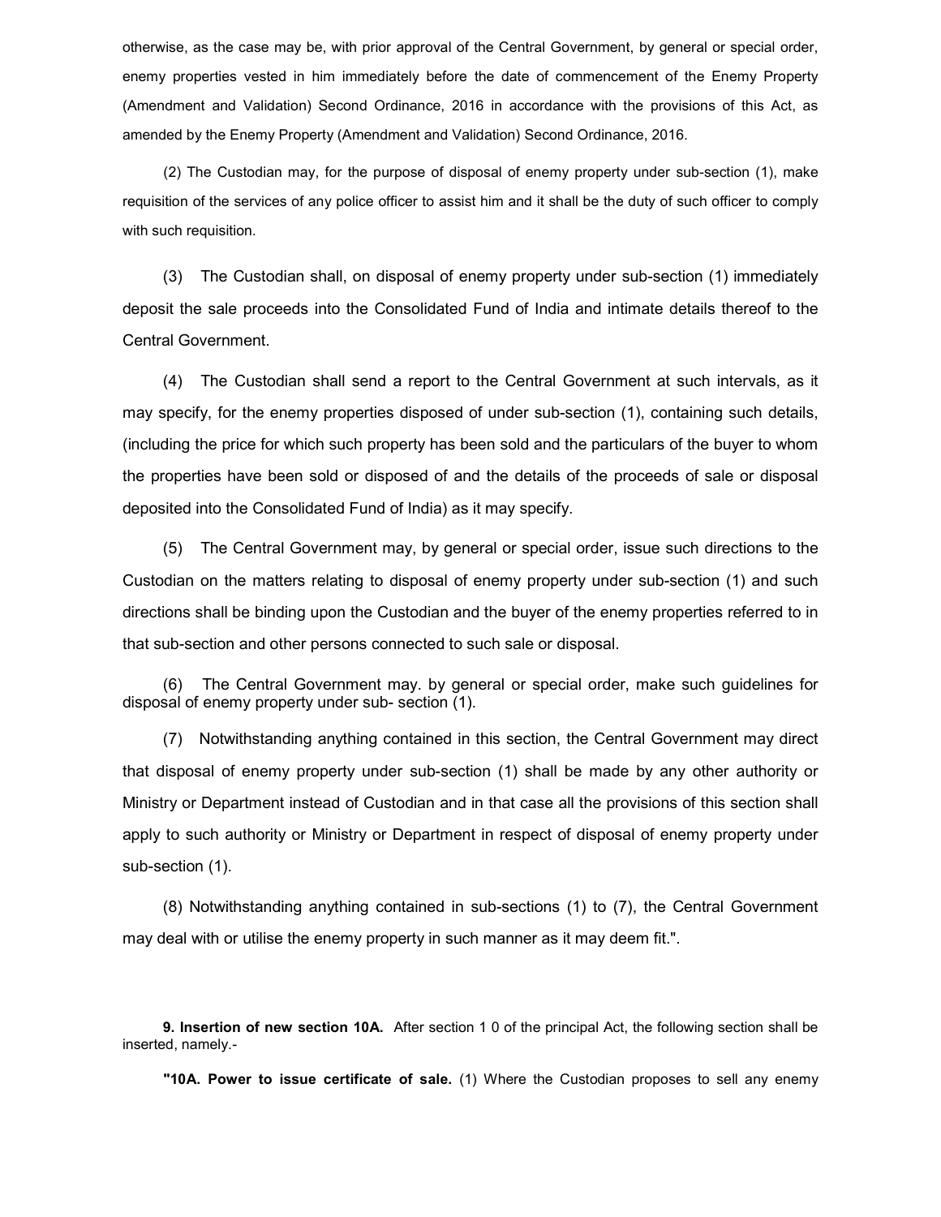otherwise, as the case may be, with prior approval of the Central Government, by general or special order, enemy properties vested in him immediately before the date of commencement of the Enemy Property (Amendment and Validation) Second Ordinance, 2016 in accordance with the provisions of this Act, as amended by the Enemy Property (Amendment and Validation) Second Ordinance, 2016.

(2) The Custodian may, for the purpose of disposal of enemy property under sub-section (1), make requisition of the services of any police officer to assist him and it shall be the duty of such officer to comply with such requisition.

(3) The Custodian shall, on disposal of enemy property under sub-section (1) immediately deposit the sale proceeds into the Consolidated Fund of India and intimate details thereof to the Central Government.

(4) The Custodian shall send a report to the Central Government at such intervals, as it may specify, for the enemy properties disposed of under sub-section (1), containing such details, (including the price for which such property has been sold and the particulars of the buyer to whom the properties have been sold or disposed of and the details of the proceeds of sale or disposal deposited into the Consolidated Fund of India) as it may specify.

(5) The Central Government may, by general or special order, issue such directions to the Custodian on the matters relating to disposal of enemy property under sub-section (1) and such directions shall be binding upon the Custodian and the buyer of the enemy properties referred to in that sub-section and other persons connected to such sale or disposal.

(6) The Central Government may. by general or special order, make such guidelines for disposal of enemy property under sub- section (1).

(7) Notwithstanding anything contained in this section, the Central Government may direct that disposal of enemy property under sub-section (1) shall be made by any other authority or Ministry or Department instead of Custodian and in that case all the provisions of this section shall apply to such authority or Ministry or Department in respect of disposal of enemy property under sub-section (1).

(8) Notwithstanding anything contained in sub-sections (1) to (7), the Central Government may deal with or utilise the enemy property in such manner as it may deem fit.".

**9. Insertion of new section 10A.** After section 1 0 of the principal Act, the following section shall be inserted, namely.-

**"10A. Power to issue certificate of sale.** (1) Where the Custodian proposes to sell any enemy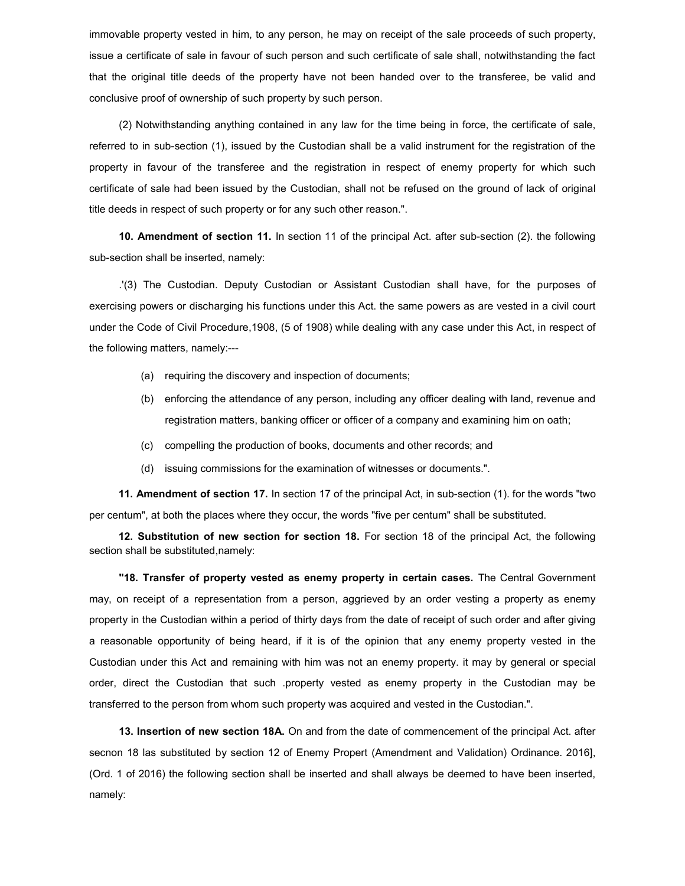immovable property vested in him, to any person, he may on receipt of the sale proceeds of such property, issue a certificate of sale in favour of such person and such certificate of sale shall, notwithstanding the fact that the original title deeds of the property have not been handed over to the transferee, be valid and conclusive proof of ownership of such property by such person.

(2) Notwithstanding anything contained in any law for the time being in force, the certificate of sale, referred to in sub-section (1), issued by the Custodian shall be a valid instrument for the registration of the property in favour of the transferee and the registration in respect of enemy property for which such certificate of sale had been issued by the Custodian, shall not be refused on the ground of lack of original title deeds in respect of such property or for any such other reason.".

**10. Amendment of section 11.** In section 11 of the principal Act. after sub-section (2). the following sub-section shall be inserted, namely:

.'(3) The Custodian. Deputy Custodian or Assistant Custodian shall have, for the purposes of exercising powers or discharging his functions under this Act. the same powers as are vested in a civil court under the Code of Civil Procedure,1908, (5 of 1908) while dealing with any case under this Act, in respect of the following matters, namely:---

(a) requiring the discovery and inspection of documents;

(b) enforcing the attendance of any person, including any officer dealing with land, revenue and registration matters, banking officer or officer of a company and examining him on oath;

(c) compelling the production of books, documents and other records; and

(d) issuing commissions for the examination of witnesses or documents.".

**11. Amendment of section 17.** In section 17 of the principal Act, in sub-section (1). for the words "two per centum", at both the places where they occur, the words "five per centum" shall be substituted.

**12. Substitution of new section for section 18.** For section 18 of the principal Act, the following section shall be substituted,namely:

**"18. Transfer of property vested as enemy property in certain cases.** The Central Government may, on receipt of a representation from a person, aggrieved by an order vesting a property as enemy property in the Custodian within a period of thirty days from the date of receipt of such order and after giving a reasonable opportunity of being heard, if it is of the opinion that any enemy property vested in the Custodian under this Act and remaining with him was not an enemy property. it may by general or special order, direct the Custodian that such .property vested as enemy property in the Custodian may be transferred to the person from whom such property was acquired and vested in the Custodian.".

**13. Insertion of new section 18A.** On and from the date of commencement of the principal Act. after secnon 18 las substituted by section 12 of Enemy Propert (Amendment and Validation) Ordinance. 2016], (Ord. 1 of 2016) the following section shall be inserted and shall always be deemed to have been inserted, namely: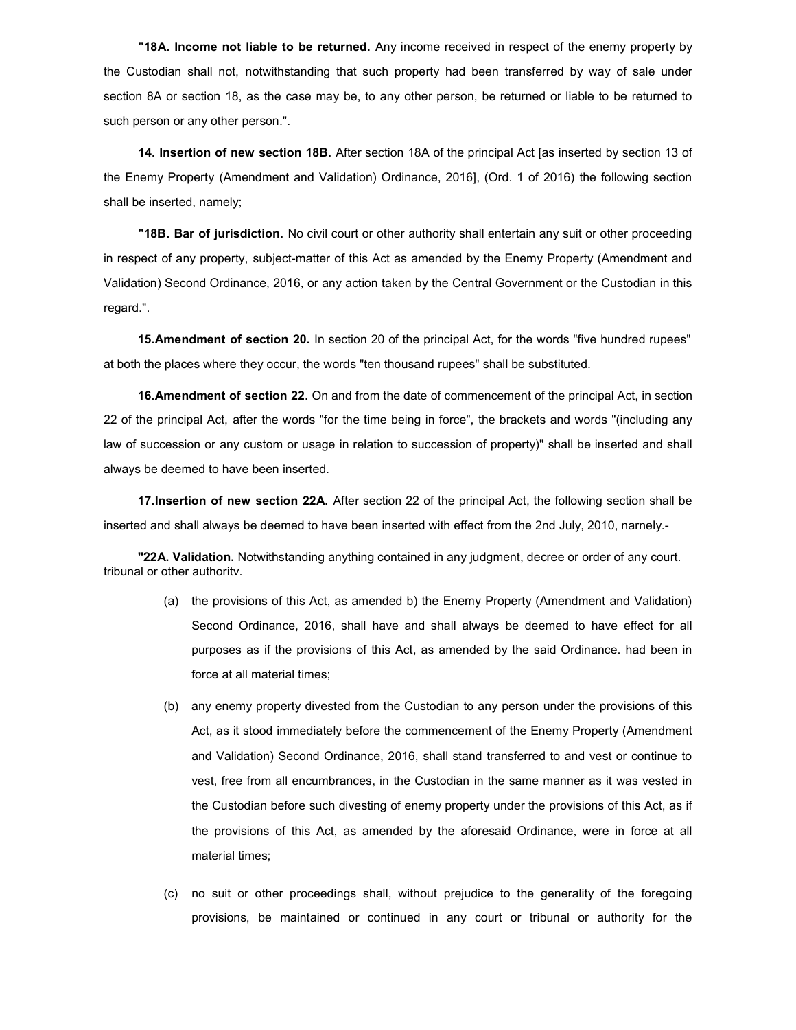**"18A. Income not liable to be returned.** Any income received in respect of the enemy property by the Custodian shall not, notwithstanding that such property had been transferred by way of sale under section 8A or section 18, as the case may be, to any other person, be returned or liable to be returned to such person or any other person.".

**14. Insertion of new section 18B.** After section 18A of the principal Act [as inserted by section 13 of the Enemy Property (Amendment and Validation) Ordinance, 2016], (Ord. 1 of 2016) the following section shall be inserted, namely;

**"18B. Bar of jurisdiction.** No civil court or other authority shall entertain any suit or other proceeding in respect of any property, subject-matter of this Act as amended by the Enemy Property (Amendment and Validation) Second Ordinance, 2016, or any action taken by the Central Government or the Custodian in this regard.".

**15.Amendment of section 20.** In section 20 of the principal Act, for the words "five hundred rupees" at both the places where they occur, the words "ten thousand rupees" shall be substituted.

**16.Amendment of section 22.** On and from the date of commencement of the principal Act, in section 22 of the principal Act, after the words "for the time being in force", the brackets and words "(including any law of succession or any custom or usage in relation to succession of property)" shall be inserted and shall always be deemed to have been inserted.

**17.Insertion of new section 22A.** After section 22 of the principal Act, the following section shall be inserted and shall always be deemed to have been inserted with effect from the 2nd July, 2010, narnely.-

**"22A. Validation.** Notwithstanding anything contained in any judgment, decree or order of any court. tribunal or other authoritv.

(a) the provisions of this Act, as amended b) the Enemy Property (Amendment and Validation) Second Ordinance, 2016, shall have and shall always be deemed to have effect for all purposes as if the provisions of this Act, as amended by the said Ordinance. had been in force at all material times;

(b) any enemy property divested from the Custodian to any person under the provisions of this Act, as it stood immediately before the commencement of the Enemy Property (Amendment and Validation) Second Ordinance, 2016, shall stand transferred to and vest or continue to vest, free from all encumbrances, in the Custodian in the same manner as it was vested in the Custodian before such divesting of enemy property under the provisions of this Act, as if the provisions of this Act, as amended by the aforesaid Ordinance, were in force at all material times;

(c) no suit or other proceedings shall, without prejudice to the generality of the foregoing provisions, be maintained or continued in any court or tribunal or authority for the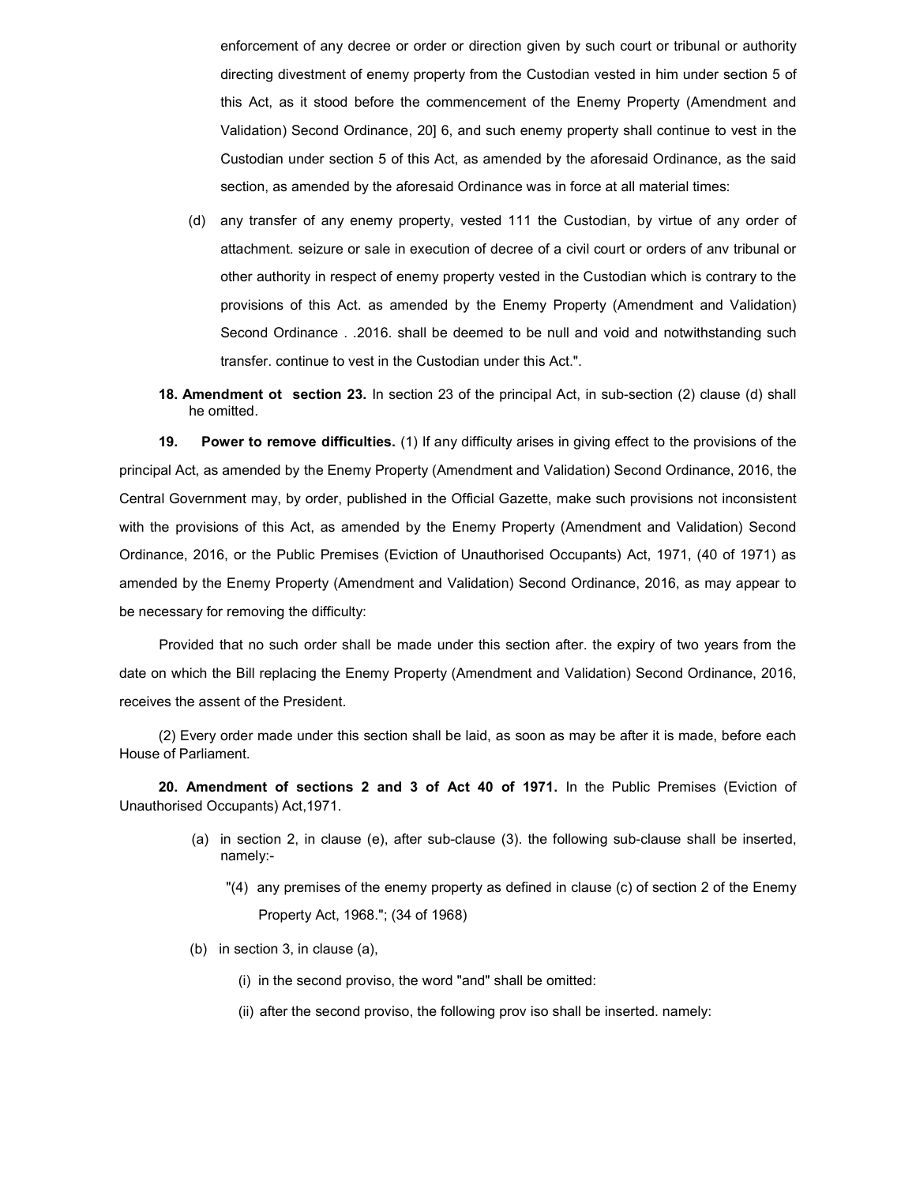enforcement of any decree or order or direction given by such court or tribunal or authority directing divestment of enemy property from the Custodian vested in him under section 5 of this Act, as it stood before the commencement of the Enemy Property (Amendment and Validation) Second Ordinance, 20] 6, and such enemy property shall continue to vest in the Custodian under section 5 of this Act, as amended by the aforesaid Ordinance, as the said section, as amended by the aforesaid Ordinance was in force at all material times:

(d) any transfer of any enemy property, vested 111 the Custodian, by virtue of any order of attachment. seizure or sale in execution of decree of a civil court or orders of anv tribunal or other authority in respect of enemy property vested in the Custodian which is contrary to the provisions of this Act. as amended by the Enemy Property (Amendment and Validation) Second Ordinance . .2016. shall be deemed to be null and void and notwithstanding such transfer. continue to vest in the Custodian under this Act.".

**18. Amendment ot section 23.** In section 23 of the principal Act, in sub-section (2) clause (d) shall he omitted.

**19. Power to remove difficulties.** (1) If any difficulty arises in giving effect to the provisions of the principal Act, as amended by the Enemy Property (Amendment and Validation) Second Ordinance, 2016, the Central Government may, by order, published in the Official Gazette, make such provisions not inconsistent with the provisions of this Act, as amended by the Enemy Property (Amendment and Validation) Second Ordinance, 2016, or the Public Premises (Eviction of Unauthorised Occupants) Act, 1971, (40 of 1971) as amended by the Enemy Property (Amendment and Validation) Second Ordinance, 2016, as may appear to be necessary for removing the difficulty:

Provided that no such order shall be made under this section after. the expiry of two years from the date on which the Bill replacing the Enemy Property (Amendment and Validation) Second Ordinance, 2016, receives the assent of the President.

(2) Every order made under this section shall be laid, as soon as may be after it is made, before each House of Parliament.

**20. Amendment of sections 2 and 3 of Act 40 of 1971.** In the Public Premises (Eviction of Unauthorised Occupants) Act,1971.

(a) in section 2, in clause (e), after sub-clause (3). the following sub-clause shall be inserted, namely:-

"(4) any premises of the enemy property as defined in clause (c) of section 2 of the Enemy Property Act, 1968."; (34 of 1968)

(b) in section 3, in clause (a),

(i) in the second proviso, the word "and" shall be omitted:

(ii) after the second proviso, the following prov iso shall be inserted. namely: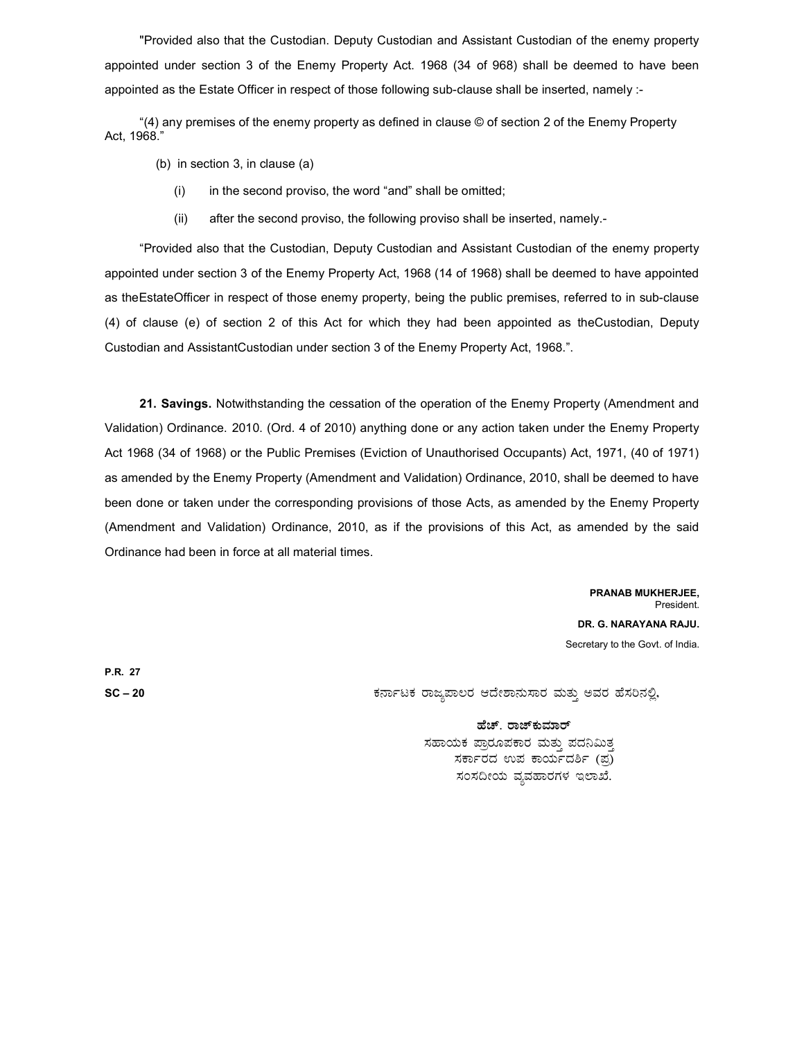"Provided also that the Custodian. Deputy Custodian and Assistant Custodian of the enemy property appointed under section 3 of the Enemy Property Act. 1968 (34 of 968) shall be deemed to have been appointed as the Estate Officer in respect of those following sub-clause shall be inserted, namely :-

"(4) any premises of the enemy property as defined in clause © of section 2 of the Enemy Property Act, 1968."

(b) in section 3, in clause (a)

(i) in the second proviso, the word "and" shall be omitted;

(ii) after the second proviso, the following proviso shall be inserted, namely.-

"Provided also that the Custodian, Deputy Custodian and Assistant Custodian of the enemy property appointed under section 3 of the Enemy Property Act, 1968 (14 of 1968) shall be deemed to have appointed as theEstateOfficer in respect of those enemy property, being the public premises, referred to in sub-clause (4) of clause (e) of section 2 of this Act for which they had been appointed as theCustodian, Deputy Custodian and AssistantCustodian under section 3 of the Enemy Property Act, 1968.".

**21. Savings.** Notwithstanding the cessation of the operation of the Enemy Property (Amendment and Validation) Ordinance. 2010. (Ord. 4 of 2010) anything done or any action taken under the Enemy Property Act 1968 (34 of 1968) or the Public Premises (Eviction of Unauthorised Occupants) Act, 1971, (40 of 1971) as amended by the Enemy Property (Amendment and Validation) Ordinance, 2010, shall be deemed to have been done or taken under the corresponding provisions of those Acts, as amended by the Enemy Property (Amendment and Validation) Ordinance, 2010, as if the provisions of this Act, as amended by the said Ordinance had been in force at all material times.

**PRANAB MUKHERJEE,**
President.

**DR. G. NARAYANA RAJU.**
Secretary to the Govt. of India.

**P.R. 27**

**SC – 20**

ಕರ್ನಾಟಕ ರಾಜ್ಯಪಾಲರ ಆದೇಶಾನುಸಾರ ಮತ್ತು ಅವರ ಹೆಸರಿನಲ್ಲಿ,

**ಹೆಚ್. ರಾಜ್‌ಕುಮಾರ್**
ಸಹಾಯಕ ಪ್ರಾರೂಪಕಾರ ಮತ್ತು ಪದನಿಮಿತ್ತ
ಸರ್ಕಾರದ ಉಪ ಕಾರ್ಯದರ್ಶಿ (ಪ್ರ)
ಸಂಸದೀಯ ವ್ಯವಹಾರಗಳ ಇಲಾಖೆ.